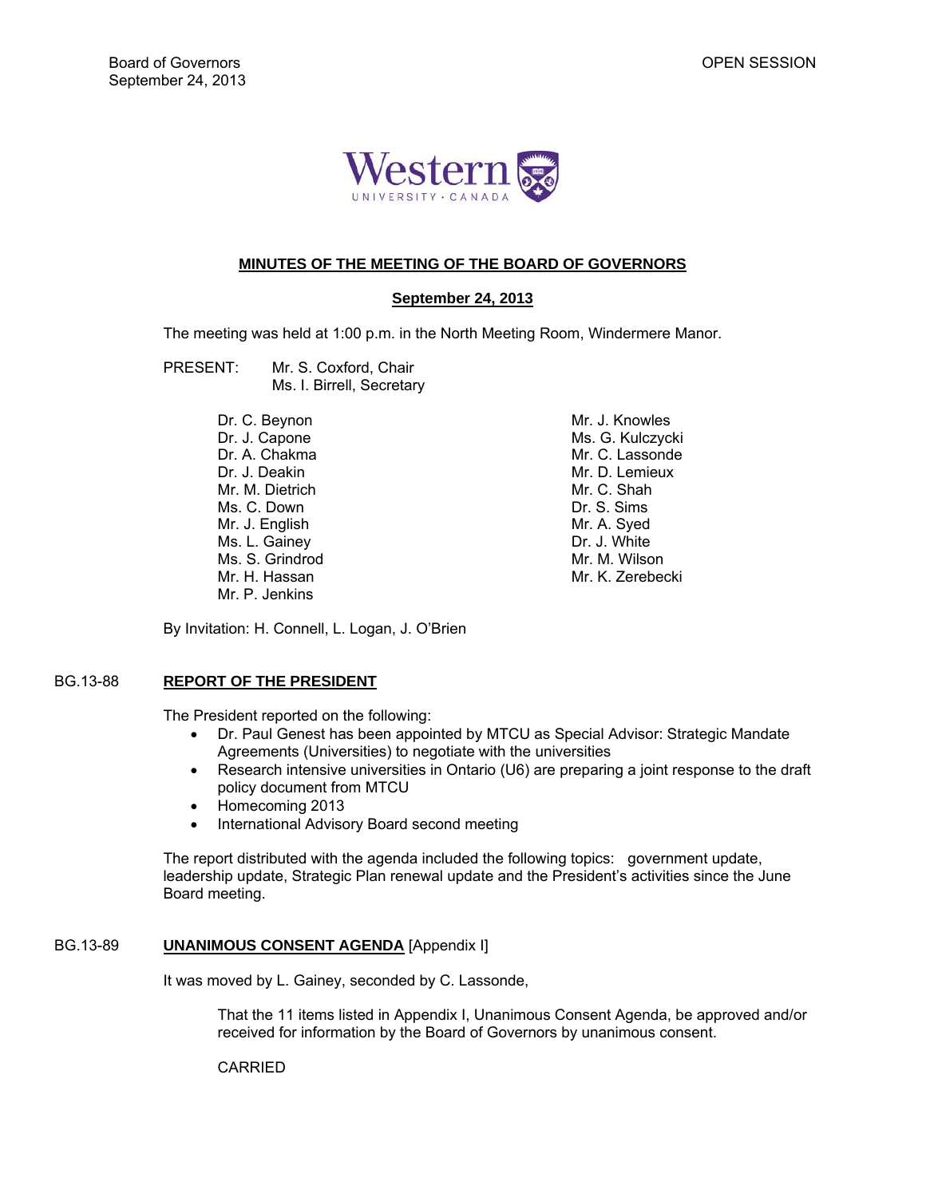# MINUTES OF THE MEETING OF THE BOARD OF GOVERNORS

## September 24, 2013

The meeting was held at 1:00 p.m. in the North Meeting Room, Windermere Manor.

PRESENT: Mr. S. Coxford, Chair
Ms. I. Birrell, Secretary

Dr. C. Beynon
Dr. J. Capone
Dr. A. Chakma
Dr. J. Deakin
Mr. M. Dietrich
Ms. C. Down
Mr. J. English
Ms. L. Gainey
Ms. S. Grindrod
Mr. H. Hassan
Mr. P. Jenkins
Mr. J. Knowles
Ms. G. Kulczycki
Mr. C. Lassonde
Mr. D. Lemieux
Mr. C. Shah
Dr. S. Sims
Mr. A. Syed
Dr. J. White
Mr. M. Wilson
Mr. K. Zerebecki

By Invitation: H. Connell, L. Logan, J. O'Brien

### BG.13-88 REPORT OF THE PRESIDENT

The President reported on the following:

- Dr. Paul Genest has been appointed by MTCU as Special Advisor: Strategic Mandate Agreements (Universities) to negotiate with the universities
- Research intensive universities in Ontario (U6) are preparing a joint response to the draft policy document from MTCU
- Homecoming 2013
- International Advisory Board second meeting

The report distributed with the agenda included the following topics: government update, leadership update, Strategic Plan renewal update and the President's activities since the June Board meeting.

### BG.13-89 UNANIMOUS CONSENT AGENDA [Appendix I]

It was moved by L. Gainey, seconded by C. Lassonde,

That the 11 items listed in Appendix I, Unanimous Consent Agenda, be approved and/or received for information by the Board of Governors by unanimous consent.

CARRIED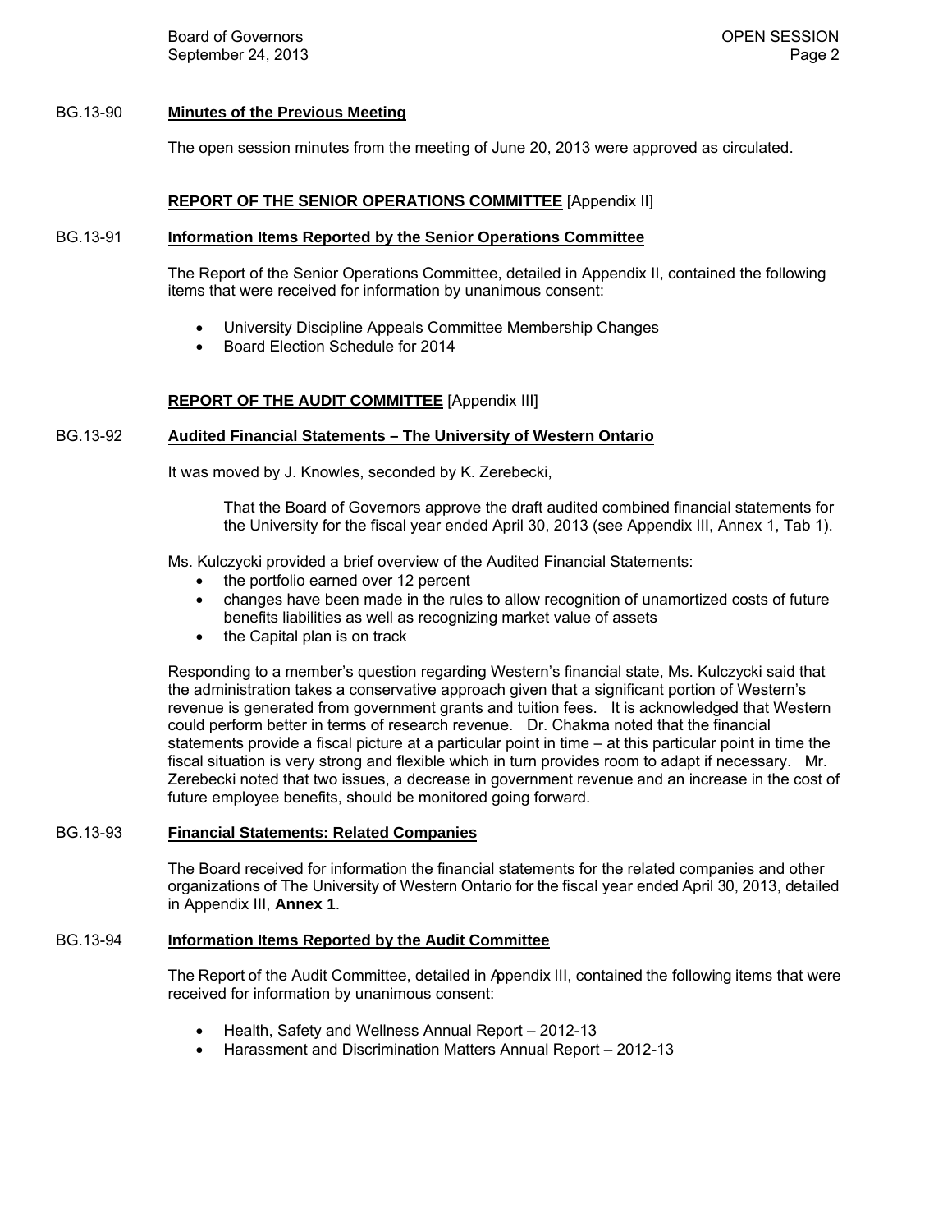BG.13-90 **Minutes of the Previous Meeting**

The open session minutes from the meeting of June 20, 2013 were approved as circulated.

**REPORT OF THE SENIOR OPERATIONS COMMITTEE** [Appendix II]

BG.13-91 **Information Items Reported by the Senior Operations Committee**

The Report of the Senior Operations Committee, detailed in Appendix II, contained the following items that were received for information by unanimous consent:

- University Discipline Appeals Committee Membership Changes
- Board Election Schedule for 2014

**REPORT OF THE AUDIT COMMITTEE** [Appendix III]

BG.13-92 **Audited Financial Statements – The University of Western Ontario**

It was moved by J. Knowles, seconded by K. Zerebecki,

> That the Board of Governors approve the draft audited combined financial statements for the University for the fiscal year ended April 30, 2013 (see Appendix III, Annex 1, Tab 1).

Ms. Kulczycki provided a brief overview of the Audited Financial Statements:

- the portfolio earned over 12 percent
- changes have been made in the rules to allow recognition of unamortized costs of future benefits liabilities as well as recognizing market value of assets
- the Capital plan is on track

Responding to a member's question regarding Western's financial state, Ms. Kulczycki said that the administration takes a conservative approach given that a significant portion of Western's revenue is generated from government grants and tuition fees. It is acknowledged that Western could perform better in terms of research revenue. Dr. Chakma noted that the financial statements provide a fiscal picture at a particular point in time – at this particular point in time the fiscal situation is very strong and flexible which in turn provides room to adapt if necessary. Mr. Zerebecki noted that two issues, a decrease in government revenue and an increase in the cost of future employee benefits, should be monitored going forward.

BG.13-93 **Financial Statements: Related Companies**

The Board received for information the financial statements for the related companies and other organizations of The University of Western Ontario for the fiscal year ended April 30, 2013, detailed in Appendix III, **Annex 1**.

BG.13-94 **Information Items Reported by the Audit Committee**

The Report of the Audit Committee, detailed in Appendix III, contained the following items that were received for information by unanimous consent:

- Health, Safety and Wellness Annual Report – 2012-13
- Harassment and Discrimination Matters Annual Report – 2012-13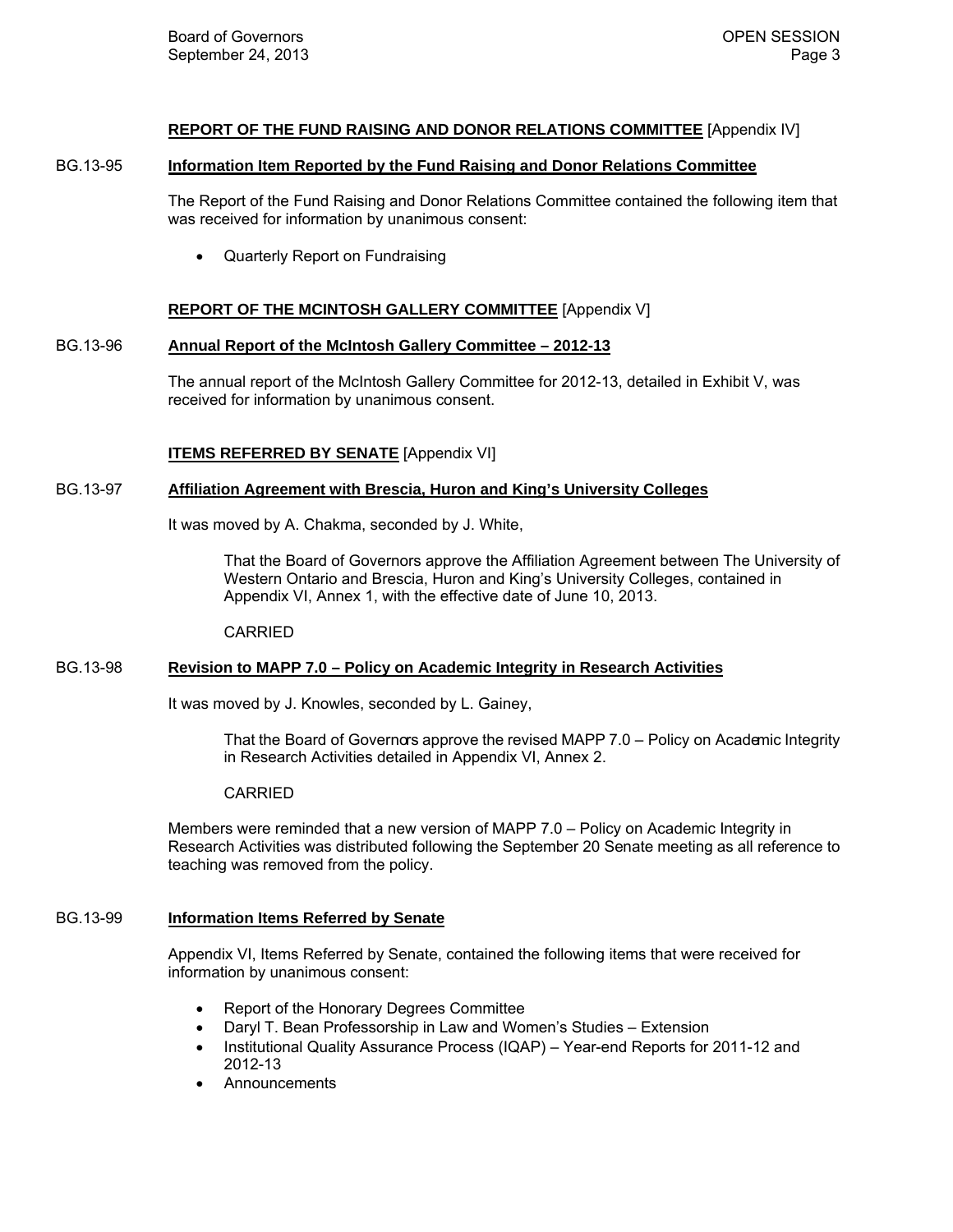**REPORT OF THE FUND RAISING AND DONOR RELATIONS COMMITTEE** [Appendix IV]

BG.13-95 **Information Item Reported by the Fund Raising and Donor Relations Committee**

The Report of the Fund Raising and Donor Relations Committee contained the following item that was received for information by unanimous consent:

- Quarterly Report on Fundraising

**REPORT OF THE MCINTOSH GALLERY COMMITTEE** [Appendix V]

BG.13-96 **Annual Report of the McIntosh Gallery Committee – 2012-13**

The annual report of the McIntosh Gallery Committee for 2012-13, detailed in Exhibit V, was received for information by unanimous consent.

**ITEMS REFERRED BY SENATE** [Appendix VI]

BG.13-97 **Affiliation Agreement with Brescia, Huron and King's University Colleges**

It was moved by A. Chakma, seconded by J. White,

> That the Board of Governors approve the Affiliation Agreement between The University of Western Ontario and Brescia, Huron and King's University Colleges, contained in Appendix VI, Annex 1, with the effective date of June 10, 2013.
>
> CARRIED

BG.13-98 **Revision to MAPP 7.0 – Policy on Academic Integrity in Research Activities**

It was moved by J. Knowles, seconded by L. Gainey,

> That the Board of Governors approve the revised MAPP 7.0 – Policy on Academic Integrity in Research Activities detailed in Appendix VI, Annex 2.
>
> CARRIED

Members were reminded that a new version of MAPP 7.0 – Policy on Academic Integrity in Research Activities was distributed following the September 20 Senate meeting as all reference to teaching was removed from the policy.

BG.13-99 **Information Items Referred by Senate**

Appendix VI, Items Referred by Senate, contained the following items that were received for information by unanimous consent:

- Report of the Honorary Degrees Committee
- Daryl T. Bean Professorship in Law and Women's Studies – Extension
- Institutional Quality Assurance Process (IQAP) – Year-end Reports for 2011-12 and 2012-13
- Announcements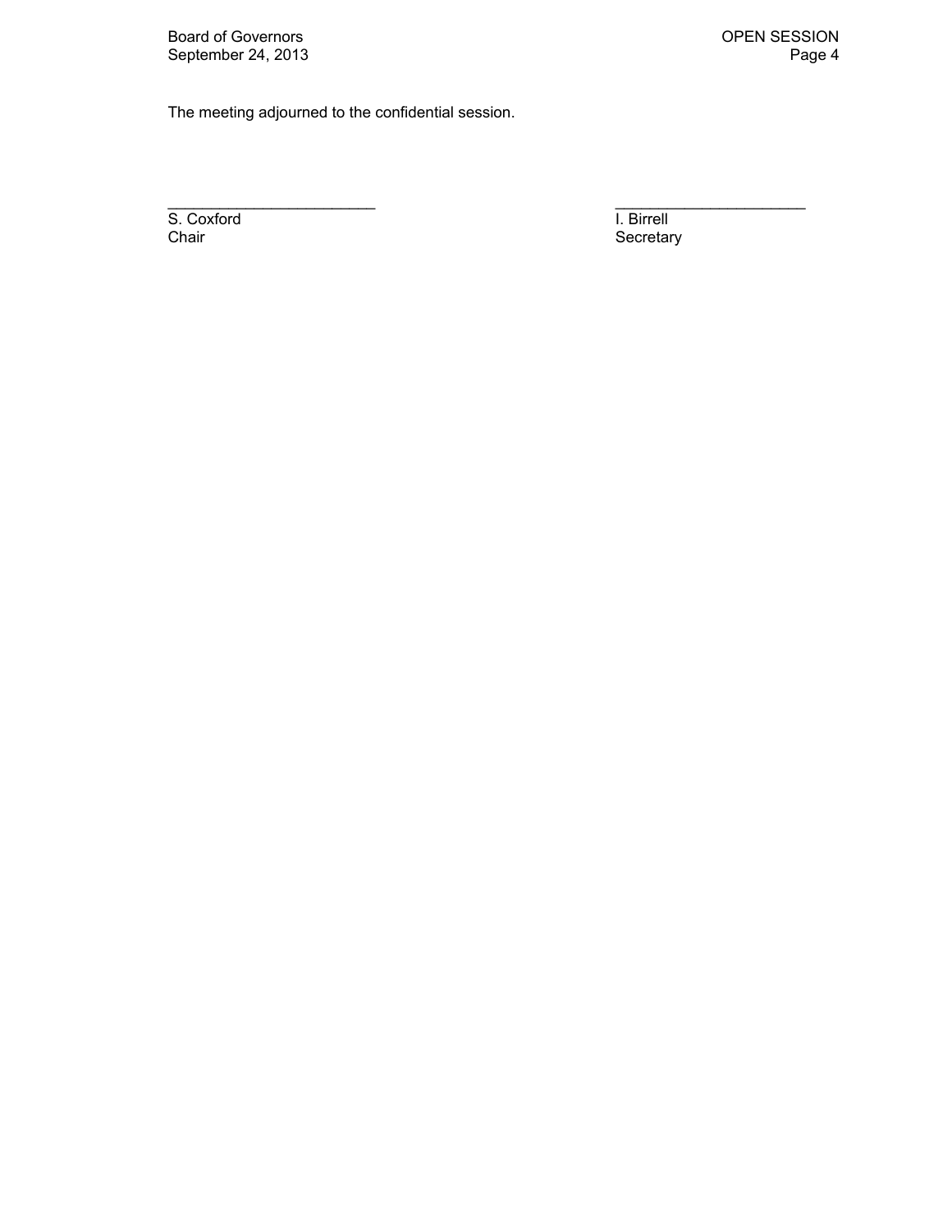The meeting adjourned to the confidential session.

| | |
|---|---|
| ________________________ | ______________________ |
| S. Coxford | I. Birrell |
| Chair | Secretary |